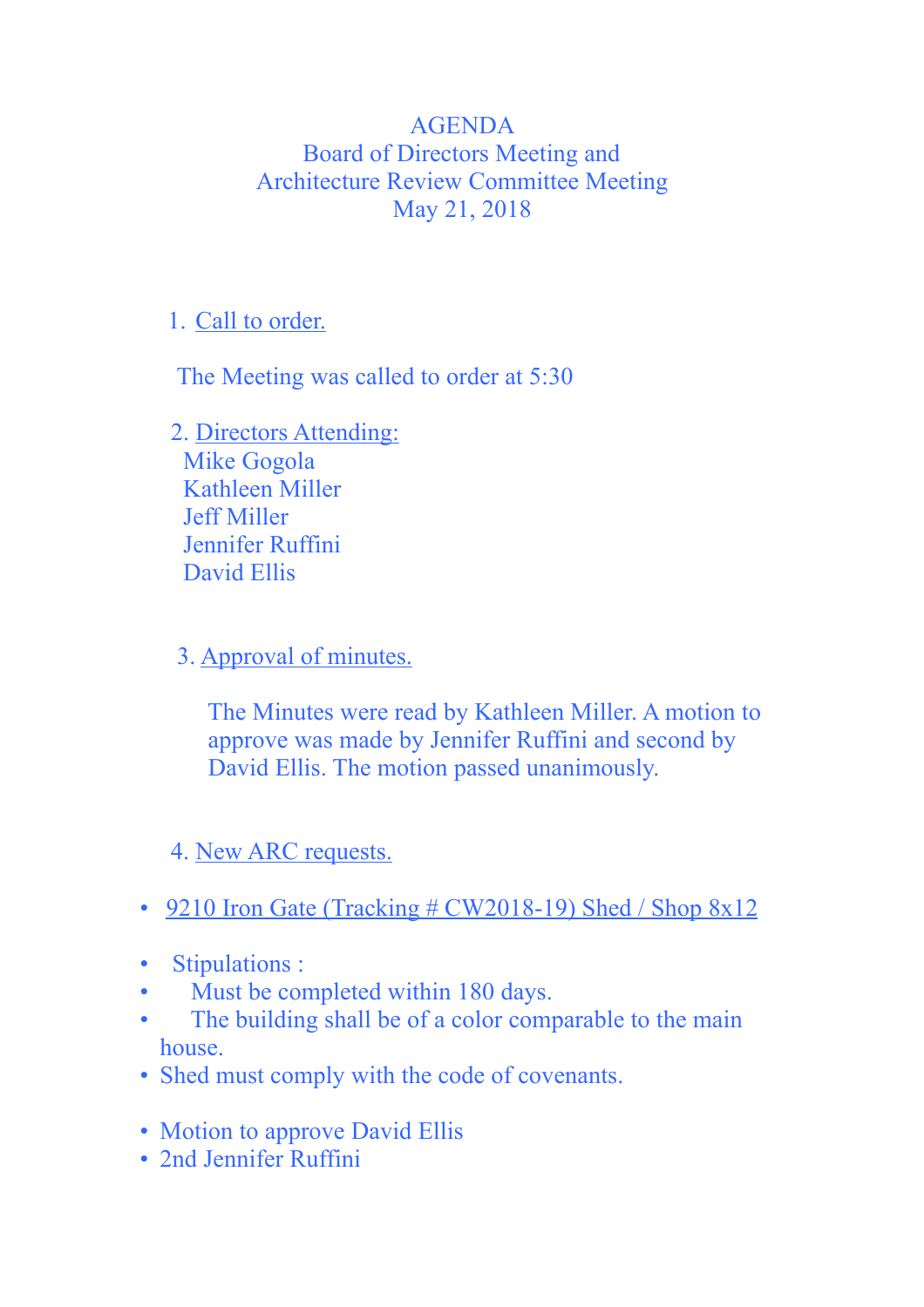# AGENDA
## Board of Directors Meeting and
## Architecture Review Committee Meeting
## May 21, 2018

1. Call to order.

   The Meeting was called to order at 5:30

2. Directors Attending:
   Mike Gogola
   Kathleen Miller
   Jeff Miller
   Jennifer Ruffini
   David Ellis

3. Approval of minutes.

   The Minutes were read by Kathleen Miller. A motion to approve was made by Jennifer Ruffini and second by David Ellis. The motion passed unanimously.

4. New ARC requests.

- 9210 Iron Gate (Tracking # CW2018-19) Shed / Shop 8x12

- Stipulations :
- Must be completed within 180 days.
- The building shall be of a color comparable to the main house.
- Shed must comply with the code of covenants.

- Motion to approve David Ellis
- 2nd Jennifer Ruffini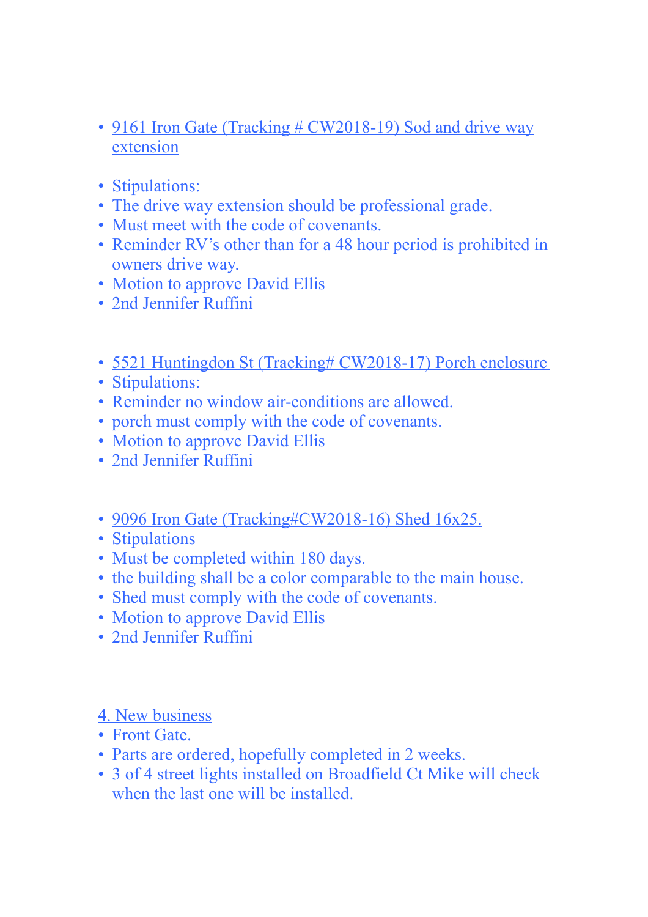- <u>9161 Iron Gate (Tracking # CW2018-19) Sod and drive way extension</u>

- Stipulations:
- The drive way extension should be professional grade.
- Must meet with the code of covenants.
- Reminder RV's other than for a 48 hour period is prohibited in owners drive way.
- Motion to approve David Ellis
- 2nd Jennifer Ruffini

- <u>5521 Huntingdon St (Tracking# CW2018-17) Porch enclosure</u>
- Stipulations:
- Reminder no window air-conditions are allowed.
- porch must comply with the code of covenants.
- Motion to approve David Ellis
- 2nd Jennifer Ruffini

- <u>9096 Iron Gate (Tracking#CW2018-16) Shed 16x25.</u>
- Stipulations
- Must be completed within 180 days.
- the building shall be a color comparable to the main house.
- Shed must comply with the code of covenants.
- Motion to approve David Ellis
- 2nd Jennifer Ruffini

<u>4. New business</u>

- Front Gate.
- Parts are ordered, hopefully completed in 2 weeks.
- 3 of 4 street lights installed on Broadfield Ct Mike will check when the last one will be installed.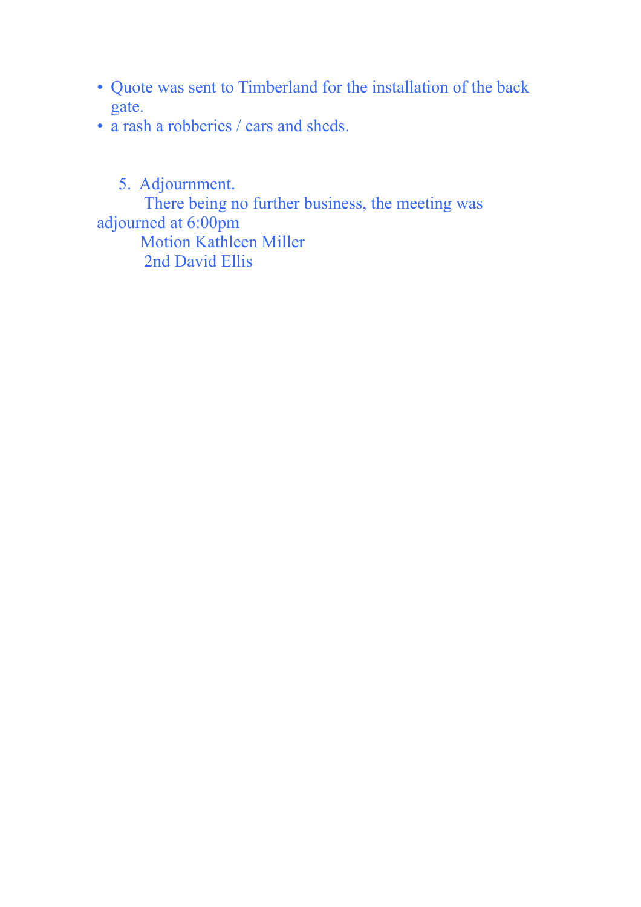- Quote was sent to Timberland for the installation of the back gate.
- a rash a robberies / cars and sheds.

5. Adjournment.

There being no further business, the meeting was adjourned at 6:00pm

Motion Kathleen Miller

2nd David Ellis